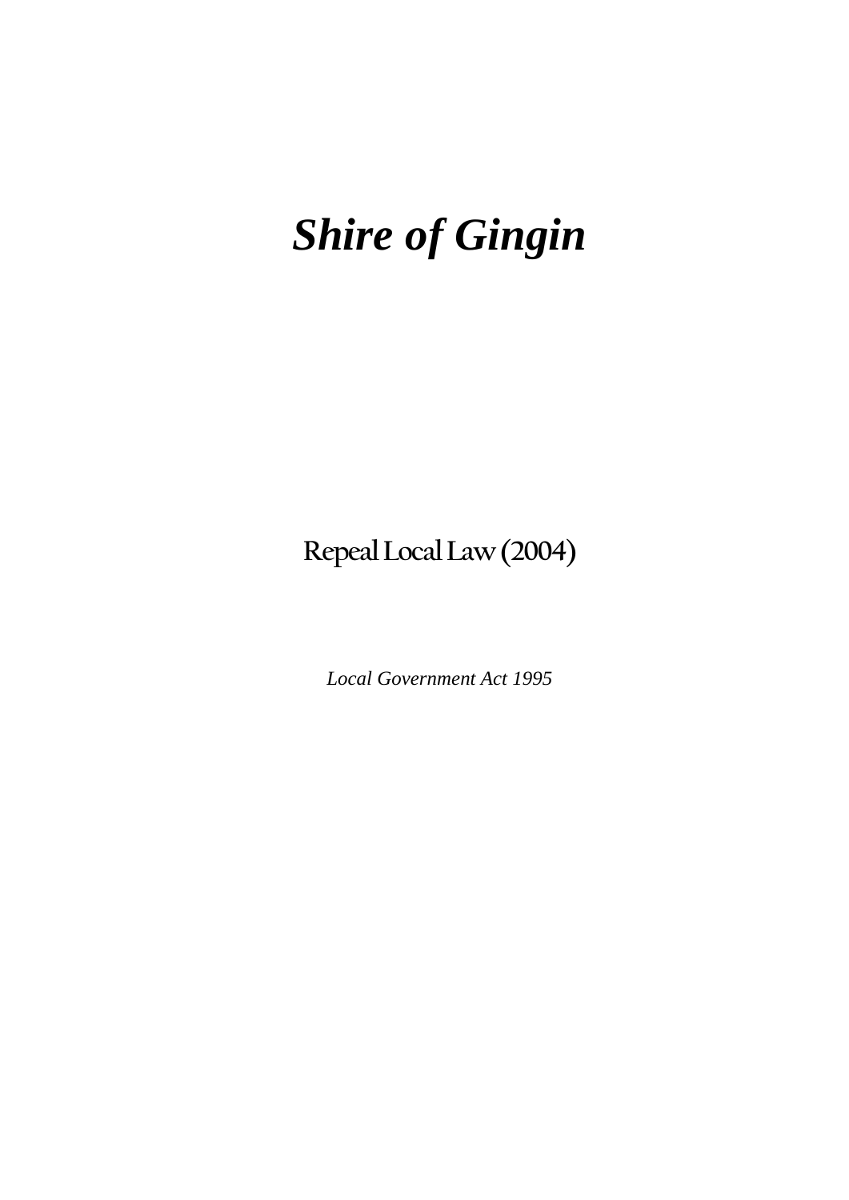# *Shire of Gingin*

## Repeal Local Law (2004)

*Local Government Act 1995*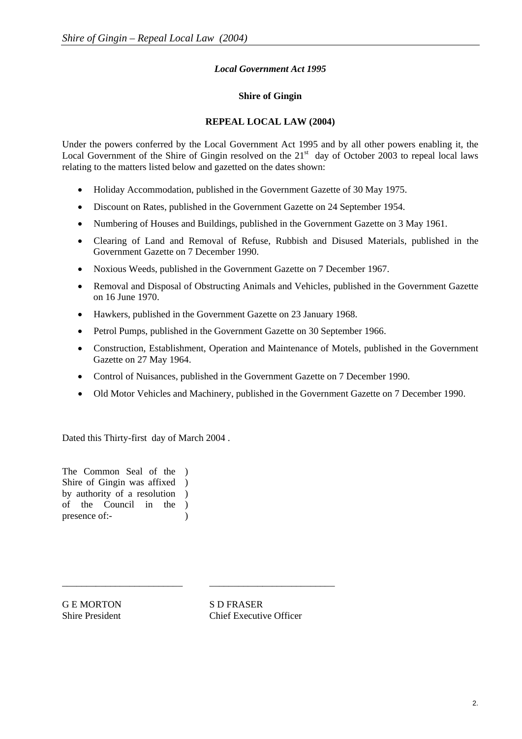*Local Government Act 1995*

**Shire of Gingin**

**REPEAL LOCAL LAW (2004)**

Under the powers conferred by the Local Government Act 1995 and by all other powers enabling it, the Local Government of the Shire of Gingin resolved on the 21st day of October 2003 to repeal local laws relating to the matters listed below and gazetted on the dates shown:

- Holiday Accommodation, published in the Government Gazette of 30 May 1975.
- Discount on Rates, published in the Government Gazette on 24 September 1954.
- Numbering of Houses and Buildings, published in the Government Gazette on 3 May 1961.
- Clearing of Land and Removal of Refuse, Rubbish and Disused Materials, published in the Government Gazette on 7 December 1990.
- Noxious Weeds, published in the Government Gazette on 7 December 1967.
- Removal and Disposal of Obstructing Animals and Vehicles, published in the Government Gazette on 16 June 1970.
- Hawkers, published in the Government Gazette on 23 January 1968.
- Petrol Pumps, published in the Government Gazette on 30 September 1966.
- Construction, Establishment, Operation and Maintenance of Motels, published in the Government Gazette on 27 May 1964.
- Control of Nuisances, published in the Government Gazette on 7 December 1990.
- Old Motor Vehicles and Machinery, published in the Government Gazette on 7 December 1990.

Dated this Thirty-first day of March 2004 .

The Common Seal of the Shire of Gingin was affixed by authority of a resolution of the Council in the presence of:-

G E MORTON
Shire President

S D FRASER
Chief Executive Officer